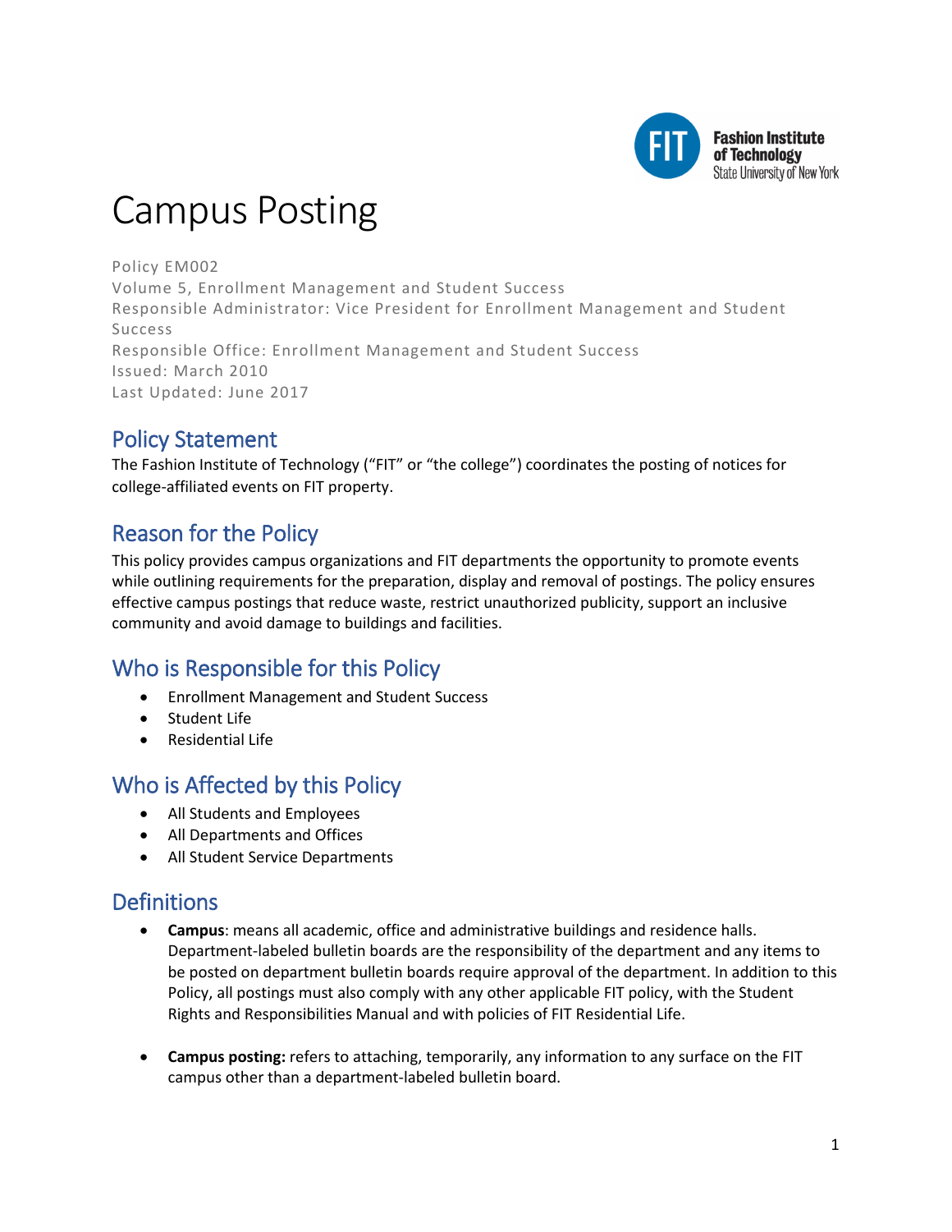# Campus Posting

Policy EM002
Volume 5, Enrollment Management and Student Success
Responsible Administrator: Vice President for Enrollment Management and Student Success
Responsible Office: Enrollment Management and Student Success
Issued: March 2010
Last Updated: June 2017

## Policy Statement

The Fashion Institute of Technology ("FIT" or "the college") coordinates the posting of notices for college-affiliated events on FIT property.

## Reason for the Policy

This policy provides campus organizations and FIT departments the opportunity to promote events while outlining requirements for the preparation, display and removal of postings. The policy ensures effective campus postings that reduce waste, restrict unauthorized publicity, support an inclusive community and avoid damage to buildings and facilities.

## Who is Responsible for this Policy

- Enrollment Management and Student Success
- Student Life
- Residential Life

## Who is Affected by this Policy

- All Students and Employees
- All Departments and Offices
- All Student Service Departments

## Definitions

- **Campus**: means all academic, office and administrative buildings and residence halls. Department-labeled bulletin boards are the responsibility of the department and any items to be posted on department bulletin boards require approval of the department. In addition to this Policy, all postings must also comply with any other applicable FIT policy, with the Student Rights and Responsibilities Manual and with policies of FIT Residential Life.

- **Campus posting:** refers to attaching, temporarily, any information to any surface on the FIT campus other than a department-labeled bulletin board.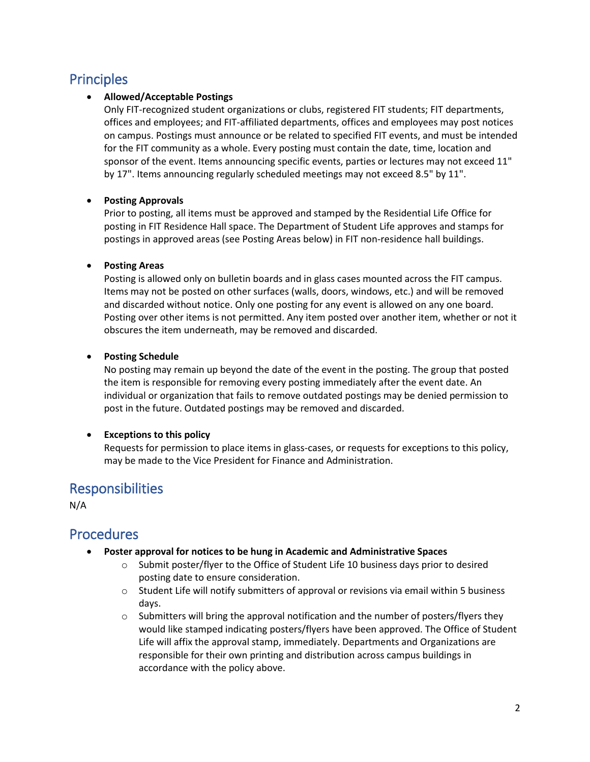## Principles

- **Allowed/Acceptable Postings**
  Only FIT-recognized student organizations or clubs, registered FIT students; FIT departments, offices and employees; and FIT-affiliated departments, offices and employees may post notices on campus. Postings must announce or be related to specified FIT events, and must be intended for the FIT community as a whole. Every posting must contain the date, time, location and sponsor of the event. Items announcing specific events, parties or lectures may not exceed 11" by 17". Items announcing regularly scheduled meetings may not exceed 8.5" by 11".

- **Posting Approvals**
  Prior to posting, all items must be approved and stamped by the Residential Life Office for posting in FIT Residence Hall space. The Department of Student Life approves and stamps for postings in approved areas (see Posting Areas below) in FIT non-residence hall buildings.

- **Posting Areas**
  Posting is allowed only on bulletin boards and in glass cases mounted across the FIT campus. Items may not be posted on other surfaces (walls, doors, windows, etc.) and will be removed and discarded without notice. Only one posting for any event is allowed on any one board. Posting over other items is not permitted. Any item posted over another item, whether or not it obscures the item underneath, may be removed and discarded.

- **Posting Schedule**
  No posting may remain up beyond the date of the event in the posting. The group that posted the item is responsible for removing every posting immediately after the event date. An individual or organization that fails to remove outdated postings may be denied permission to post in the future. Outdated postings may be removed and discarded.

- **Exceptions to this policy**
  Requests for permission to place items in glass-cases, or requests for exceptions to this policy, may be made to the Vice President for Finance and Administration.

## Responsibilities

N/A

## Procedures

- **Poster approval for notices to be hung in Academic and Administrative Spaces**
  - Submit poster/flyer to the Office of Student Life 10 business days prior to desired posting date to ensure consideration.
  - Student Life will notify submitters of approval or revisions via email within 5 business days.
  - Submitters will bring the approval notification and the number of posters/flyers they would like stamped indicating posters/flyers have been approved. The Office of Student Life will affix the approval stamp, immediately. Departments and Organizations are responsible for their own printing and distribution across campus buildings in accordance with the policy above.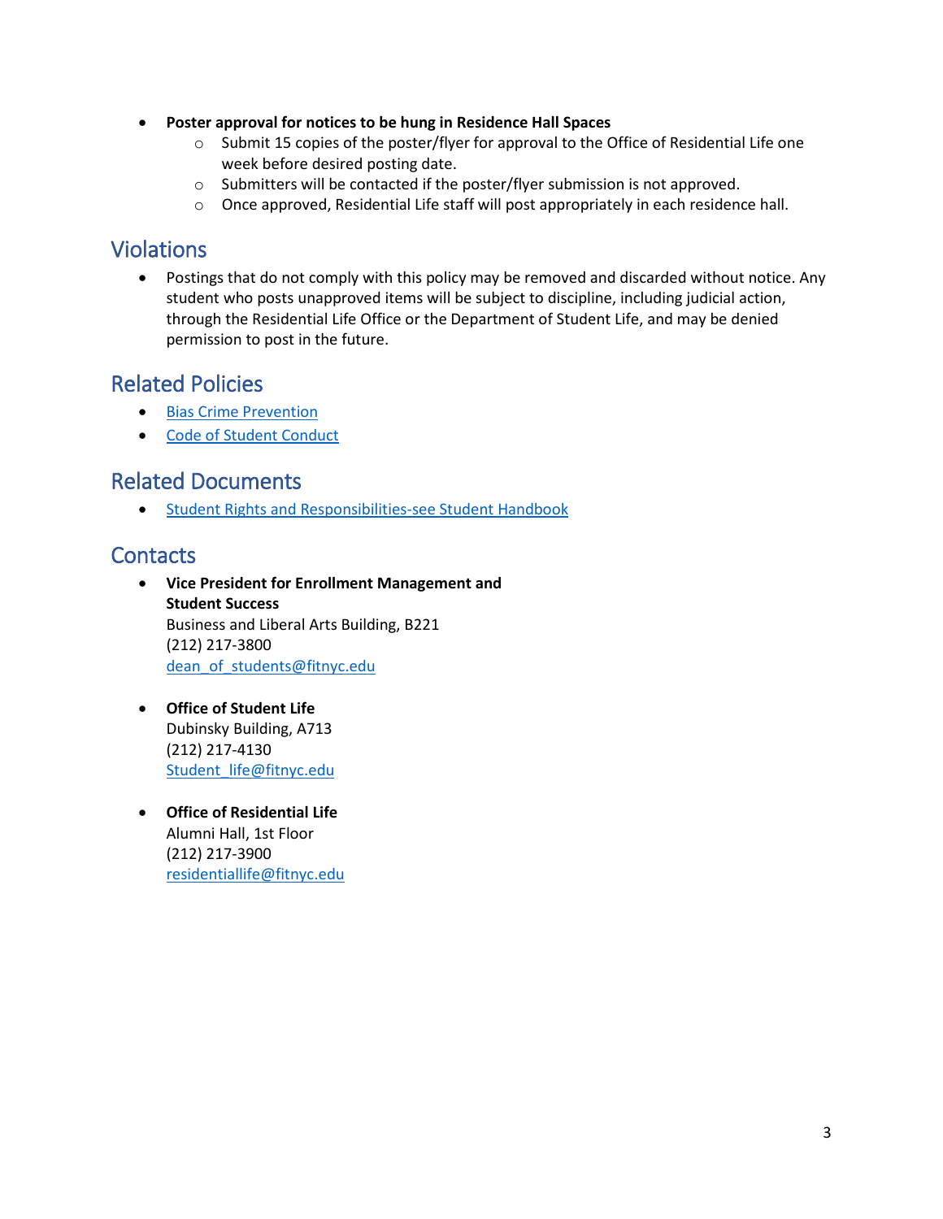- **Poster approval for notices to be hung in Residence Hall Spaces**
  - Submit 15 copies of the poster/flyer for approval to the Office of Residential Life one week before desired posting date.
  - Submitters will be contacted if the poster/flyer submission is not approved.
  - Once approved, Residential Life staff will post appropriately in each residence hall.

## Violations

- Postings that do not comply with this policy may be removed and discarded without notice. Any student who posts unapproved items will be subject to discipline, including judicial action, through the Residential Life Office or the Department of Student Life, and may be denied permission to post in the future.

## Related Policies

- Bias Crime Prevention
- Code of Student Conduct

## Related Documents

- Student Rights and Responsibilities-see Student Handbook

## Contacts

- **Vice President for Enrollment Management and Student Success**
  Business and Liberal Arts Building, B221
  (212) 217-3800
  dean_of_students@fitnyc.edu

- **Office of Student Life**
  Dubinsky Building, A713
  (212) 217-4130
  Student_life@fitnyc.edu

- **Office of Residential Life**
  Alumni Hall, 1st Floor
  (212) 217-3900
  residentiallife@fitnyc.edu